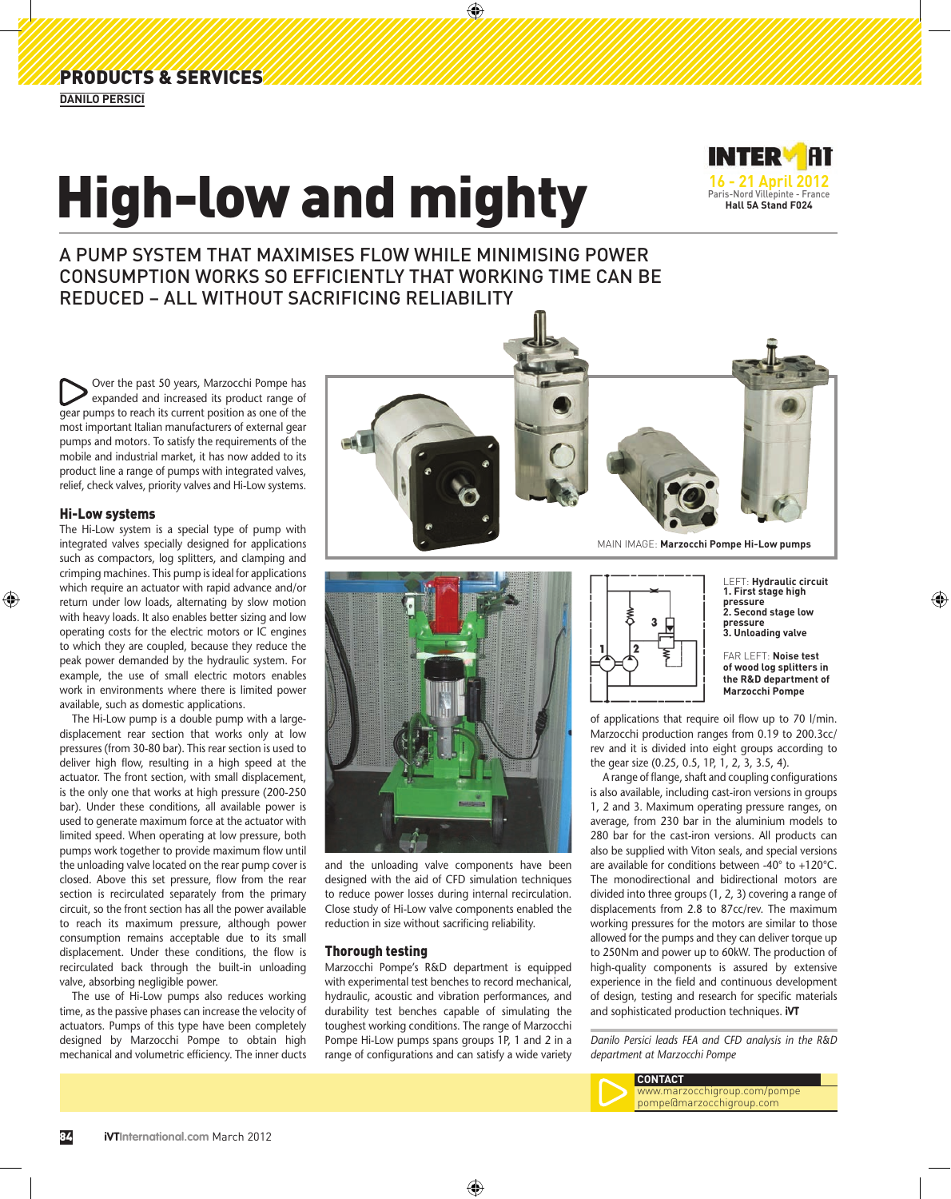PRODUCTS & SERVICES

**DANILO PERSICI**

# High-low and mighty

**INTERMAT**
16 - 21 April 2012
Paris-Nord Villepinte - France
**Hall 5A Stand F024**

## A PUMP SYSTEM THAT MAXIMISES FLOW WHILE MINIMISING POWER CONSUMPTION WORKS SO EFFICIENTLY THAT WORKING TIME CAN BE REDUCED – ALL WITHOUT SACRIFICING RELIABILITY

Over the past 50 years, Marzocchi Pompe has expanded and increased its product range of gear pumps to reach its current position as one of the most important Italian manufacturers of external gear pumps and motors. To satisfy the requirements of the mobile and industrial market, it has now added to its product line a range of pumps with integrated valves, relief, check valves, priority valves and Hi-Low systems.

### Hi-Low systems

The Hi-Low system is a special type of pump with integrated valves specially designed for applications such as compactors, log splitters, and clamping and crimping machines. This pump is ideal for applications which require an actuator with rapid advance and/or return under low loads, alternating by slow motion with heavy loads. It also enables better sizing and low operating costs for the electric motors or IC engines to which they are coupled, because they reduce the peak power demanded by the hydraulic system. For example, the use of small electric motors enables work in environments where there is limited power available, such as domestic applications.

The Hi-Low pump is a double pump with a large-displacement rear section that works only at low pressures (from 30-80 bar). This rear section is used to deliver high flow, resulting in a high speed at the actuator. The front section, with small displacement, is the only one that works at high pressure (200-250 bar). Under these conditions, all available power is used to generate maximum force at the actuator with limited speed. When operating at low pressure, both pumps work together to provide maximum flow until the unloading valve located on the rear pump cover is closed. Above this set pressure, flow from the rear section is recirculated separately from the primary circuit, so the front section has all the power available to reach its maximum pressure, although power consumption remains acceptable due to its small displacement. Under these conditions, the flow is recirculated back through the built-in unloading valve, absorbing negligible power.

The use of Hi-Low pumps also reduces working time, as the passive phases can increase the velocity of actuators. Pumps of this type have been completely designed by Marzocchi Pompe to obtain high mechanical and volumetric efficiency. The inner ducts and the unloading valve components have been designed with the aid of CFD simulation techniques to reduce power losses during internal recirculation. Close study of Hi-Low valve components enabled the reduction in size without sacrificing reliability.

MAIN IMAGE: **Marzocchi Pompe Hi-Low pumps**

LEFT: **Hydraulic circuit**
**1. First stage high pressure**
**2. Second stage low pressure**
**3. Unloading valve**

FAR LEFT: **Noise test of wood log splitters in the R&D department of Marzocchi Pompe**

### Thorough testing

Marzocchi Pompe's R&D department is equipped with experimental test benches to record mechanical, hydraulic, acoustic and vibration performances, and durability test benches capable of simulating the toughest working conditions. The range of Marzocchi Pompe Hi-Low pumps spans groups 1P, 1 and 2 in a range of configurations and can satisfy a wide variety of applications that require oil flow up to 70 l/min. Marzocchi production ranges from 0.19 to 200.3cc/rev and it is divided into eight groups according to the gear size (0.25, 0.5, 1P, 1, 2, 3, 3.5, 4).

A range of flange, shaft and coupling configurations is also available, including cast-iron versions in groups 1, 2 and 3. Maximum operating pressure ranges, on average, from 230 bar in the aluminium models to 280 bar for the cast-iron versions. All products can also be supplied with Viton seals, and special versions are available for conditions between -40° to +120°C. The monodirectional and bidirectional motors are divided into three groups (1, 2, 3) covering a range of displacements from 2.8 to 87cc/rev. The maximum working pressures for the motors are similar to those allowed for the pumps and they can deliver torque up to 250Nm and power up to 60kW. The production of high-quality components is assured by extensive experience in the field and continuous development of design, testing and research for specific materials and sophisticated production techniques. **iVT**

*Danilo Persici leads FEA and CFD analysis in the R&D department at Marzocchi Pompe*

**CONTACT**
www.marzocchigroup.com/pompe
pompe@marzocchigroup.com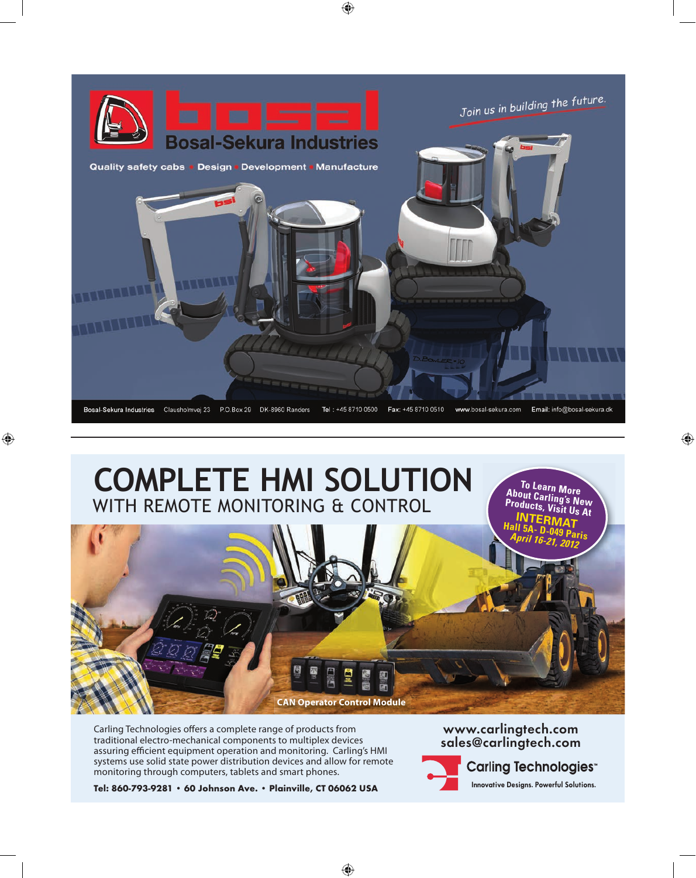# bosal

## Bosal-Sekura Industries

Quality safety cabs • Design • Development • Manufacture

*Join us in building the future.*

Bosal-Sekura Industries   Clausholmvej 23   P.O.Box 29   DK-8960 Randers   Tel : +45 8710 0500   Fax: +45 8710 0510   www.bosal-sekura.com   Email: info@bosal-sekura.dk

---

# COMPLETE HMI SOLUTION

## WITH REMOTE MONITORING & CONTROL

To Learn More About Carling's New Products, Visit Us At **INTERMAT** Hall 5A- D-049 Paris April 16-21, 2012

CAN Operator Control Module

Carling Technologies offers a complete range of products from traditional electro-mechanical components to multiplex devices assuring efficient equipment operation and monitoring. Carling's HMI systems use solid state power distribution devices and allow for remote monitoring through computers, tablets and smart phones.

**Tel: 860-793-9281 • 60 Johnson Ave. • Plainville, CT 06062 USA**

www.carlingtech.com
sales@carlingtech.com

Carling Technologies™
Innovative Designs. Powerful Solutions.